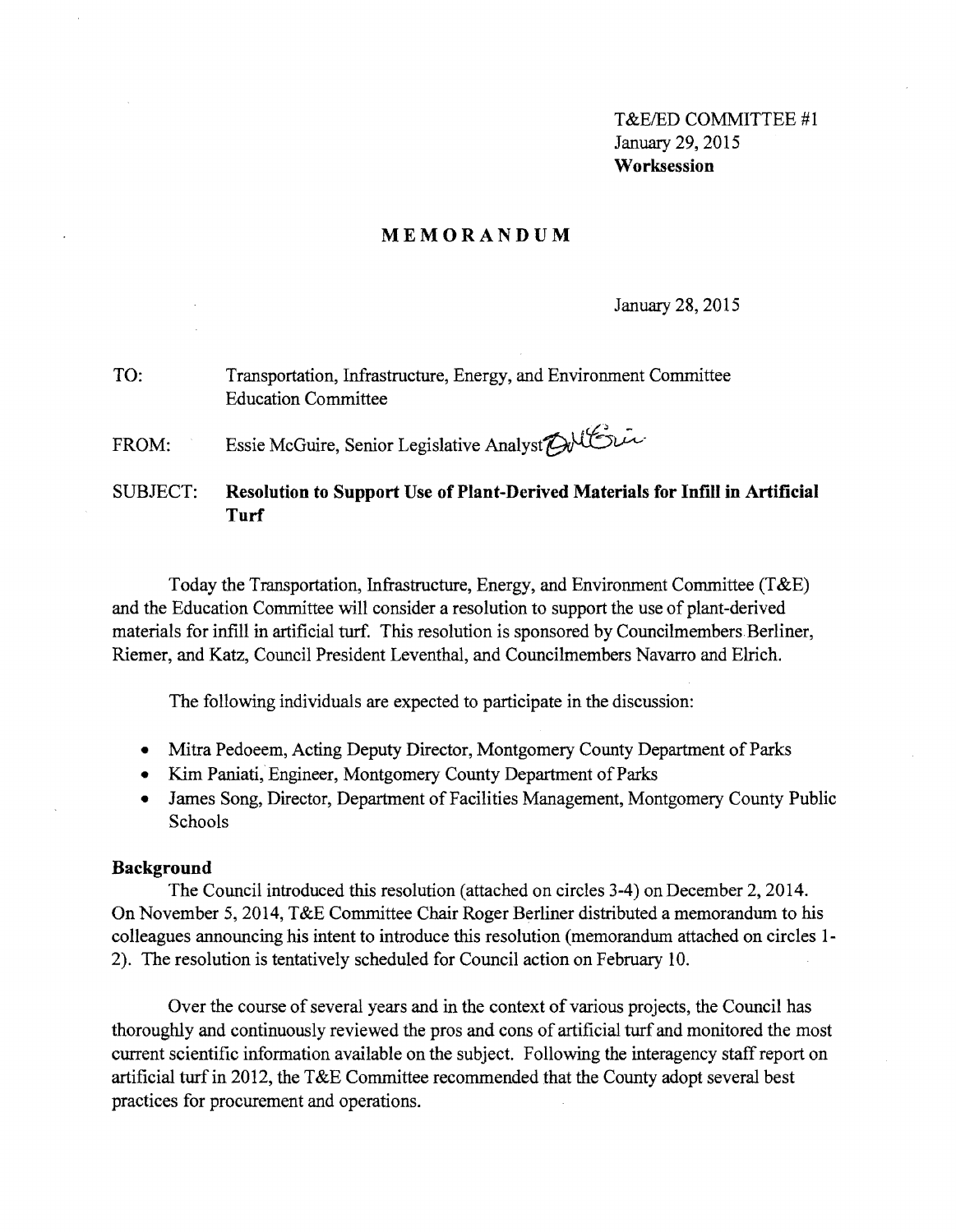T&E/ED COMMITTEE #1
January 29, 2015
**Worksession**

# MEMORANDUM

January 28, 2015

TO: Transportation, Infrastructure, Energy, and Environment Committee
Education Committee

FROM: Essie McGuire, Senior Legislative Analyst

SUBJECT: **Resolution to Support Use of Plant-Derived Materials for Infill in Artificial Turf**

Today the Transportation, Infrastructure, Energy, and Environment Committee (T&E) and the Education Committee will consider a resolution to support the use of plant-derived materials for infill in artificial turf. This resolution is sponsored by Councilmembers Berliner, Riemer, and Katz, Council President Leventhal, and Councilmembers Navarro and Elrich.

The following individuals are expected to participate in the discussion:

- Mitra Pedoeem, Acting Deputy Director, Montgomery County Department of Parks
- Kim Paniati, Engineer, Montgomery County Department of Parks
- James Song, Director, Department of Facilities Management, Montgomery County Public Schools

## Background

The Council introduced this resolution (attached on circles 3-4) on December 2, 2014. On November 5, 2014, T&E Committee Chair Roger Berliner distributed a memorandum to his colleagues announcing his intent to introduce this resolution (memorandum attached on circles 1-2). The resolution is tentatively scheduled for Council action on February 10.

Over the course of several years and in the context of various projects, the Council has thoroughly and continuously reviewed the pros and cons of artificial turf and monitored the most current scientific information available on the subject. Following the interagency staff report on artificial turf in 2012, the T&E Committee recommended that the County adopt several best practices for procurement and operations.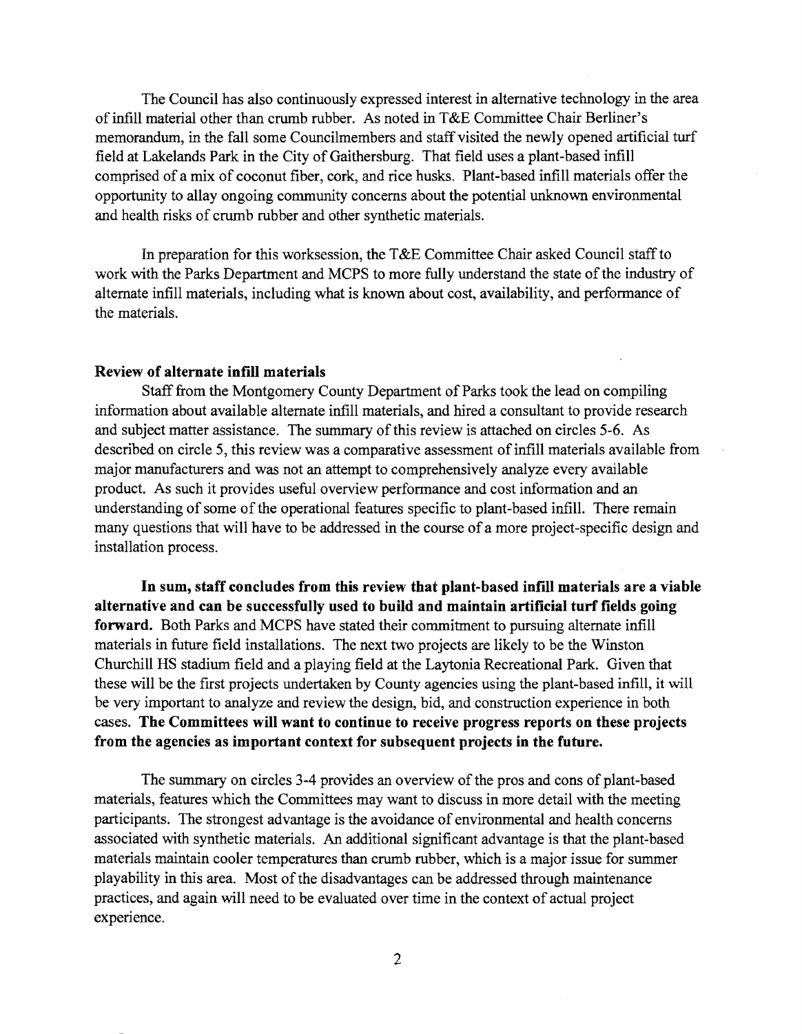The Council has also continuously expressed interest in alternative technology in the area of infill material other than crumb rubber. As noted in T&E Committee Chair Berliner's memorandum, in the fall some Councilmembers and staff visited the newly opened artificial turf field at Lakelands Park in the City of Gaithersburg. That field uses a plant-based infill comprised of a mix of coconut fiber, cork, and rice husks. Plant-based infill materials offer the opportunity to allay ongoing community concerns about the potential unknown environmental and health risks of crumb rubber and other synthetic materials.

In preparation for this worksession, the T&E Committee Chair asked Council staff to work with the Parks Department and MCPS to more fully understand the state of the industry of alternate infill materials, including what is known about cost, availability, and performance of the materials.

**Review of alternate infill materials**

Staff from the Montgomery County Department of Parks took the lead on compiling information about available alternate infill materials, and hired a consultant to provide research and subject matter assistance. The summary of this review is attached on circles 5-6. As described on circle 5, this review was a comparative assessment of infill materials available from major manufacturers and was not an attempt to comprehensively analyze every available product. As such it provides useful overview performance and cost information and an understanding of some of the operational features specific to plant-based infill. There remain many questions that will have to be addressed in the course of a more project-specific design and installation process.

**In sum, staff concludes from this review that plant-based infill materials are a viable alternative and can be successfully used to build and maintain artificial turf fields going forward.** Both Parks and MCPS have stated their commitment to pursuing alternate infill materials in future field installations. The next two projects are likely to be the Winston Churchill HS stadium field and a playing field at the Laytonia Recreational Park. Given that these will be the first projects undertaken by County agencies using the plant-based infill, it will be very important to analyze and review the design, bid, and construction experience in both cases. **The Committees will want to continue to receive progress reports on these projects from the agencies as important context for subsequent projects in the future.**

The summary on circles 3-4 provides an overview of the pros and cons of plant-based materials, features which the Committees may want to discuss in more detail with the meeting participants. The strongest advantage is the avoidance of environmental and health concerns associated with synthetic materials. An additional significant advantage is that the plant-based materials maintain cooler temperatures than crumb rubber, which is a major issue for summer playability in this area. Most of the disadvantages can be addressed through maintenance practices, and again will need to be evaluated over time in the context of actual project experience.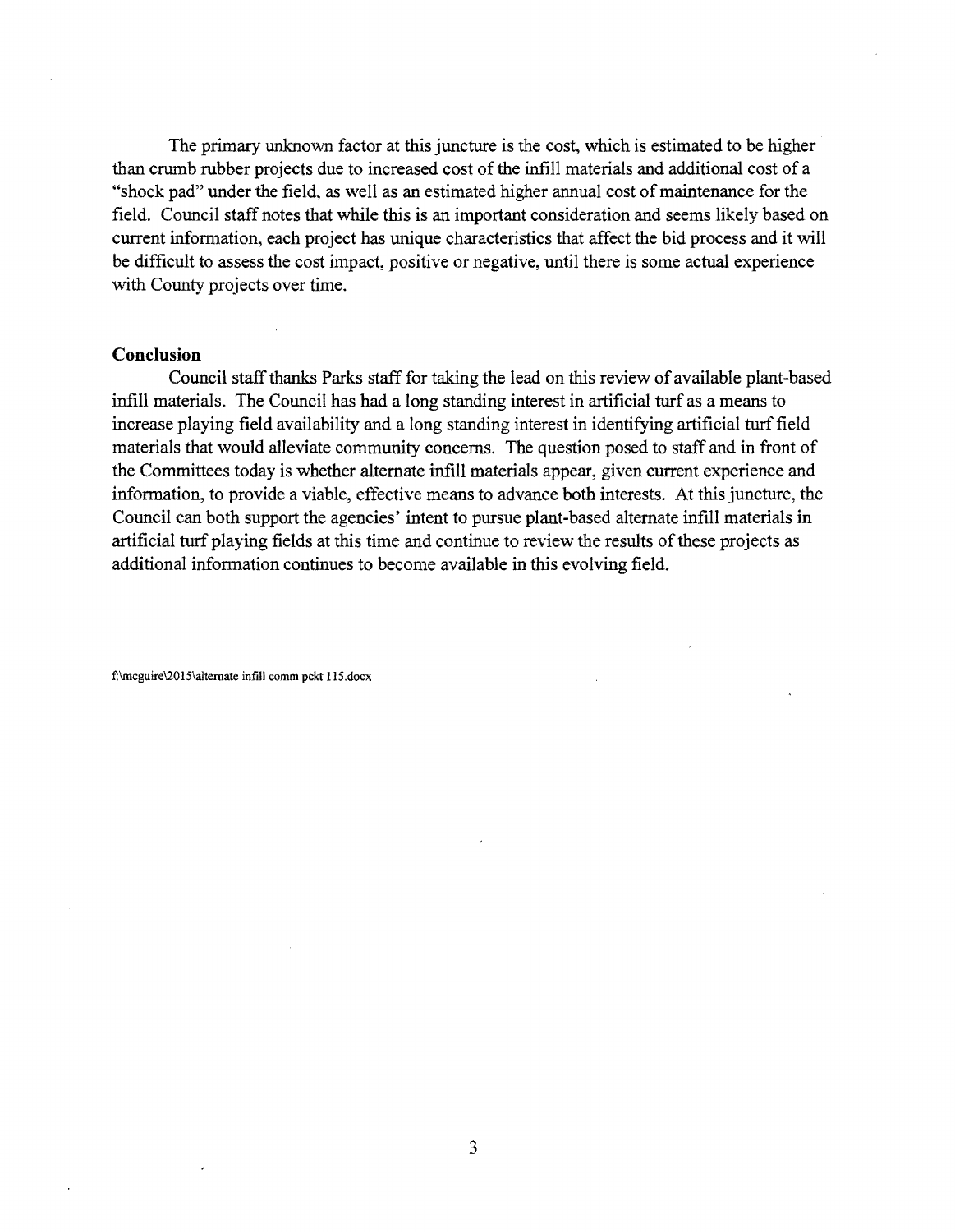The primary unknown factor at this juncture is the cost, which is estimated to be higher than crumb rubber projects due to increased cost of the infill materials and additional cost of a "shock pad" under the field, as well as an estimated higher annual cost of maintenance for the field. Council staff notes that while this is an important consideration and seems likely based on current information, each project has unique characteristics that affect the bid process and it will be difficult to assess the cost impact, positive or negative, until there is some actual experience with County projects over time.

### Conclusion

Council staff thanks Parks staff for taking the lead on this review of available plant-based infill materials. The Council has had a long standing interest in artificial turf as a means to increase playing field availability and a long standing interest in identifying artificial turf field materials that would alleviate community concerns. The question posed to staff and in front of the Committees today is whether alternate infill materials appear, given current experience and information, to provide a viable, effective means to advance both interests. At this juncture, the Council can both support the agencies' intent to pursue plant-based alternate infill materials in artificial turf playing fields at this time and continue to review the results of these projects as additional information continues to become available in this evolving field.

f:\mcguire\2015\alternate infill comm pckt 115.docx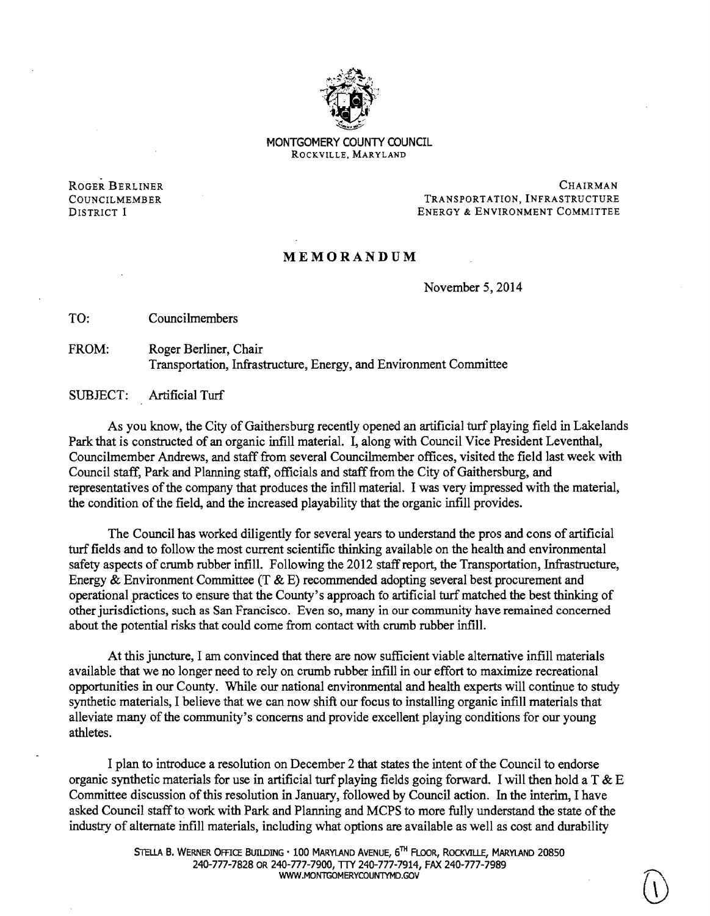MONTGOMERY COUNTY COUNCIL
ROCKVILLE, MARYLAND

ROGER BERLINER
COUNCILMEMBER
DISTRICT 1

CHAIRMAN
TRANSPORTATION, INFRASTRUCTURE
ENERGY & ENVIRONMENT COMMITTEE

# MEMORANDUM

November 5, 2014

TO: Councilmembers

FROM: Roger Berliner, Chair
Transportation, Infrastructure, Energy, and Environment Committee

SUBJECT: Artificial Turf

As you know, the City of Gaithersburg recently opened an artificial turf playing field in Lakelands Park that is constructed of an organic infill material. I, along with Council Vice President Leventhal, Councilmember Andrews, and staff from several Councilmember offices, visited the field last week with Council staff, Park and Planning staff, officials and staff from the City of Gaithersburg, and representatives of the company that produces the infill material. I was very impressed with the material, the condition of the field, and the increased playability that the organic infill provides.

The Council has worked diligently for several years to understand the pros and cons of artificial turf fields and to follow the most current scientific thinking available on the health and environmental safety aspects of crumb rubber infill. Following the 2012 staff report, the Transportation, Infrastructure, Energy & Environment Committee (T & E) recommended adopting several best procurement and operational practices to ensure that the County's approach to artificial turf matched the best thinking of other jurisdictions, such as San Francisco. Even so, many in our community have remained concerned about the potential risks that could come from contact with crumb rubber infill.

At this juncture, I am convinced that there are now sufficient viable alternative infill materials available that we no longer need to rely on crumb rubber infill in our effort to maximize recreational opportunities in our County. While our national environmental and health experts will continue to study synthetic materials, I believe that we can now shift our focus to installing organic infill materials that alleviate many of the community's concerns and provide excellent playing conditions for our young athletes.

I plan to introduce a resolution on December 2 that states the intent of the Council to endorse organic synthetic materials for use in artificial turf playing fields going forward. I will then hold a T & E Committee discussion of this resolution in January, followed by Council action. In the interim, I have asked Council staff to work with Park and Planning and MCPS to more fully understand the state of the industry of alternate infill materials, including what options are available as well as cost and durability

STELLA B. WERNER OFFICE BUILDING • 100 MARYLAND AVENUE, 6TH FLOOR, ROCKVILLE, MARYLAND 20850
240-777-7828 OR 240-777-7900, TTY 240-777-7914, FAX 240-777-7989
WWW.MONTGOMERYCOUNTYMD.GOV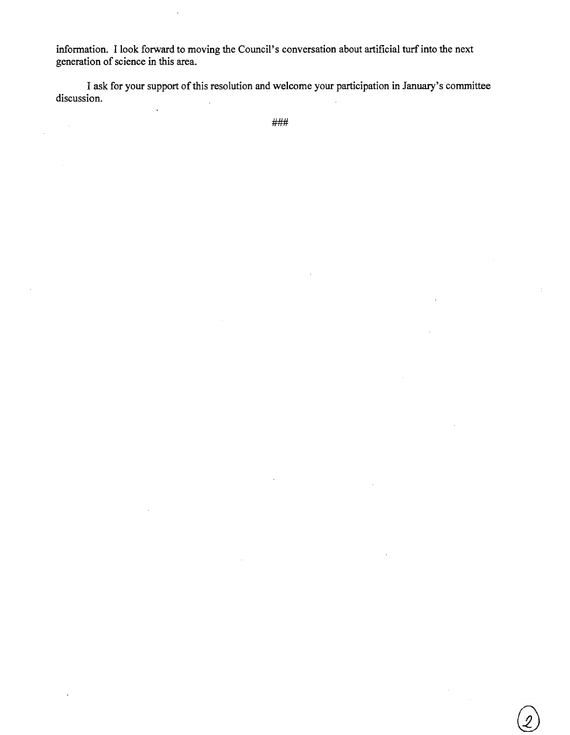information. I look forward to moving the Council's conversation about artificial turf into the next generation of science in this area.

I ask for your support of this resolution and welcome your participation in January's committee discussion.

###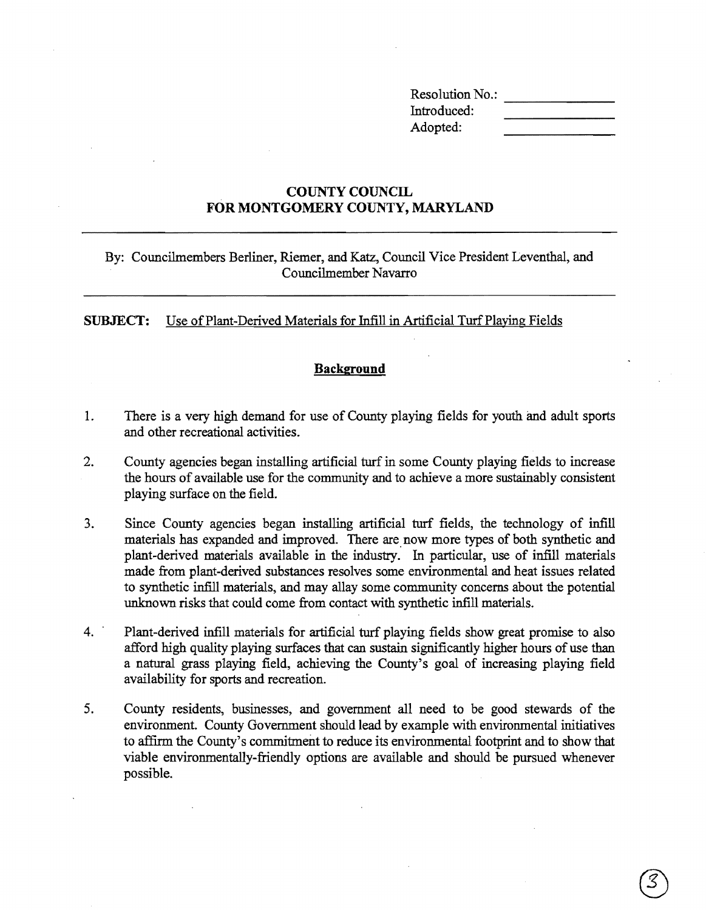| Resolution No.: | |
|---|---|
| Introduced: | |
| Adopted: | |

**COUNTY COUNCIL**
**FOR MONTGOMERY COUNTY, MARYLAND**

By: Councilmembers Berliner, Riemer, and Katz, Council Vice President Leventhal, and Councilmember Navarro

**SUBJECT:** Use of Plant-Derived Materials for Infill in Artificial Turf Playing Fields

## Background

1. There is a very high demand for use of County playing fields for youth and adult sports and other recreational activities.

2. County agencies began installing artificial turf in some County playing fields to increase the hours of available use for the community and to achieve a more sustainably consistent playing surface on the field.

3. Since County agencies began installing artificial turf fields, the technology of infill materials has expanded and improved. There are now more types of both synthetic and plant-derived materials available in the industry. In particular, use of infill materials made from plant-derived substances resolves some environmental and heat issues related to synthetic infill materials, and may allay some community concerns about the potential unknown risks that could come from contact with synthetic infill materials.

4. Plant-derived infill materials for artificial turf playing fields show great promise to also afford high quality playing surfaces that can sustain significantly higher hours of use than a natural grass playing field, achieving the County's goal of increasing playing field availability for sports and recreation.

5. County residents, businesses, and government all need to be good stewards of the environment. County Government should lead by example with environmental initiatives to affirm the County's commitment to reduce its environmental footprint and to show that viable environmentally-friendly options are available and should be pursued whenever possible.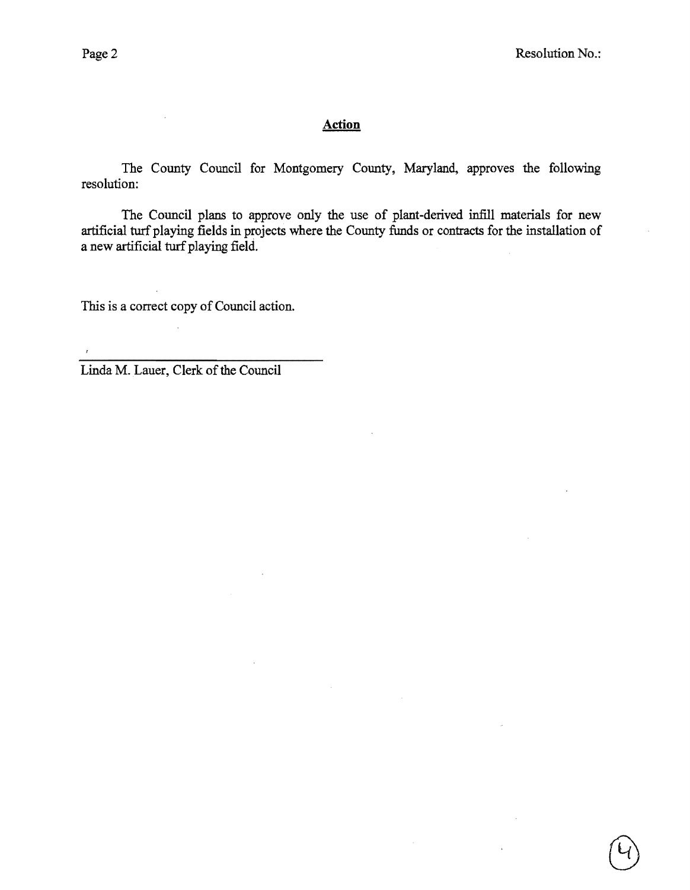## Action

The County Council for Montgomery County, Maryland, approves the following resolution:

The Council plans to approve only the use of plant-derived infill materials for new artificial turf playing fields in projects where the County funds or contracts for the installation of a new artificial turf playing field.

This is a correct copy of Council action.

Linda M. Lauer, Clerk of the Council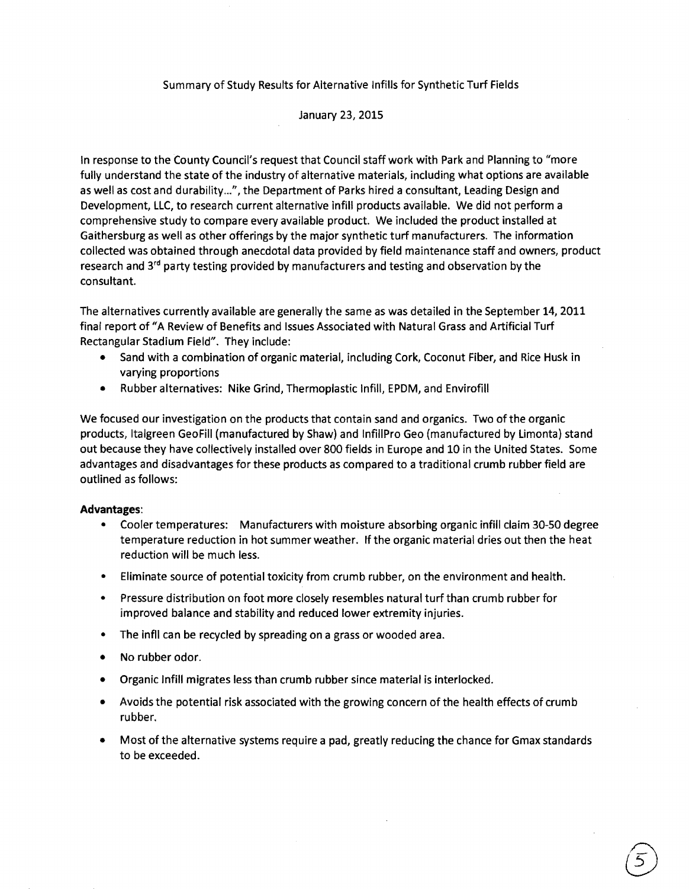Summary of Study Results for Alternative Infills for Synthetic Turf Fields

January 23, 2015

In response to the County Council's request that Council staff work with Park and Planning to "more fully understand the state of the industry of alternative materials, including what options are available as well as cost and durability...", the Department of Parks hired a consultant, Leading Design and Development, LLC, to research current alternative infill products available. We did not perform a comprehensive study to compare every available product. We included the product installed at Gaithersburg as well as other offerings by the major synthetic turf manufacturers. The information collected was obtained through anecdotal data provided by field maintenance staff and owners, product research and 3rd party testing provided by manufacturers and testing and observation by the consultant.

The alternatives currently available are generally the same as was detailed in the September 14, 2011 final report of "A Review of Benefits and Issues Associated with Natural Grass and Artificial Turf Rectangular Stadium Field". They include:

- Sand with a combination of organic material, including Cork, Coconut Fiber, and Rice Husk in varying proportions
- Rubber alternatives: Nike Grind, Thermoplastic Infill, EPDM, and Envirofill

We focused our investigation on the products that contain sand and organics. Two of the organic products, Italgreen GeoFill (manufactured by Shaw) and InfillPro Geo (manufactured by Limonta) stand out because they have collectively installed over 800 fields in Europe and 10 in the United States. Some advantages and disadvantages for these products as compared to a traditional crumb rubber field are outlined as follows:

**Advantages**:

- Cooler temperatures: Manufacturers with moisture absorbing organic infill claim 30-50 degree temperature reduction in hot summer weather. If the organic material dries out then the heat reduction will be much less.
- Eliminate source of potential toxicity from crumb rubber, on the environment and health.
- Pressure distribution on foot more closely resembles natural turf than crumb rubber for improved balance and stability and reduced lower extremity injuries.
- The infill can be recycled by spreading on a grass or wooded area.
- No rubber odor.
- Organic Infill migrates less than crumb rubber since material is interlocked.
- Avoids the potential risk associated with the growing concern of the health effects of crumb rubber.
- Most of the alternative systems require a pad, greatly reducing the chance for Gmax standards to be exceeded.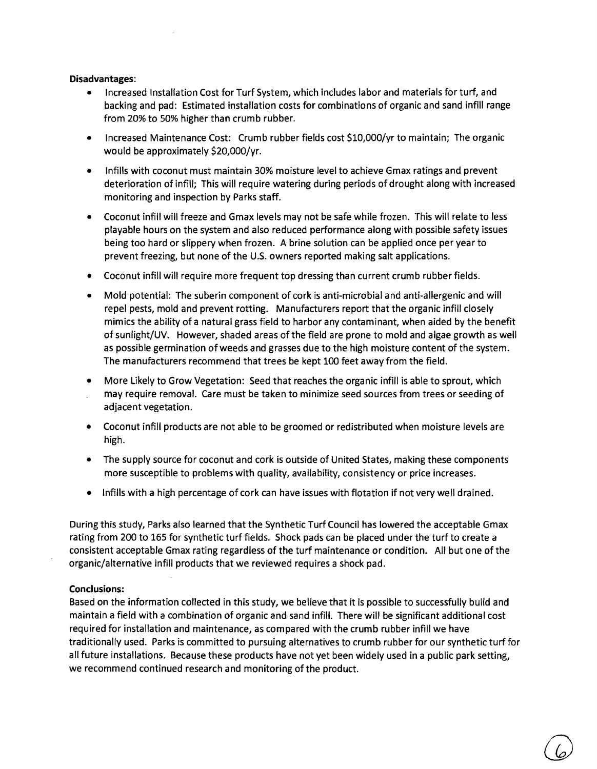**Disadvantages**:

- Increased Installation Cost for Turf System, which includes labor and materials for turf, and backing and pad: Estimated installation costs for combinations of organic and sand infill range from 20% to 50% higher than crumb rubber.
- Increased Maintenance Cost: Crumb rubber fields cost $10,000/yr to maintain; The organic would be approximately $20,000/yr.
- Infills with coconut must maintain 30% moisture level to achieve Gmax ratings and prevent deterioration of infill; This will require watering during periods of drought along with increased monitoring and inspection by Parks staff.
- Coconut infill will freeze and Gmax levels may not be safe while frozen. This will relate to less playable hours on the system and also reduced performance along with possible safety issues being too hard or slippery when frozen. A brine solution can be applied once per year to prevent freezing, but none of the U.S. owners reported making salt applications.
- Coconut infill will require more frequent top dressing than current crumb rubber fields.
- Mold potential: The suberin component of cork is anti-microbial and anti-allergenic and will repel pests, mold and prevent rotting. Manufacturers report that the organic infill closely mimics the ability of a natural grass field to harbor any contaminant, when aided by the benefit of sunlight/UV. However, shaded areas of the field are prone to mold and algae growth as well as possible germination of weeds and grasses due to the high moisture content of the system. The manufacturers recommend that trees be kept 100 feet away from the field.
- More Likely to Grow Vegetation: Seed that reaches the organic infill is able to sprout, which may require removal. Care must be taken to minimize seed sources from trees or seeding of adjacent vegetation.
- Coconut infill products are not able to be groomed or redistributed when moisture levels are high.
- The supply source for coconut and cork is outside of United States, making these components more susceptible to problems with quality, availability, consistency or price increases.
- Infills with a high percentage of cork can have issues with flotation if not very well drained.

During this study, Parks also learned that the Synthetic Turf Council has lowered the acceptable Gmax rating from 200 to 165 for synthetic turf fields. Shock pads can be placed under the turf to create a consistent acceptable Gmax rating regardless of the turf maintenance or condition. All but one of the organic/alternative infill products that we reviewed requires a shock pad.

**Conclusions:**

Based on the information collected in this study, we believe that it is possible to successfully build and maintain a field with a combination of organic and sand infill. There will be significant additional cost required for installation and maintenance, as compared with the crumb rubber infill we have traditionally used. Parks is committed to pursuing alternatives to crumb rubber for our synthetic turf for all future installations. Because these products have not yet been widely used in a public park setting, we recommend continued research and monitoring of the product.